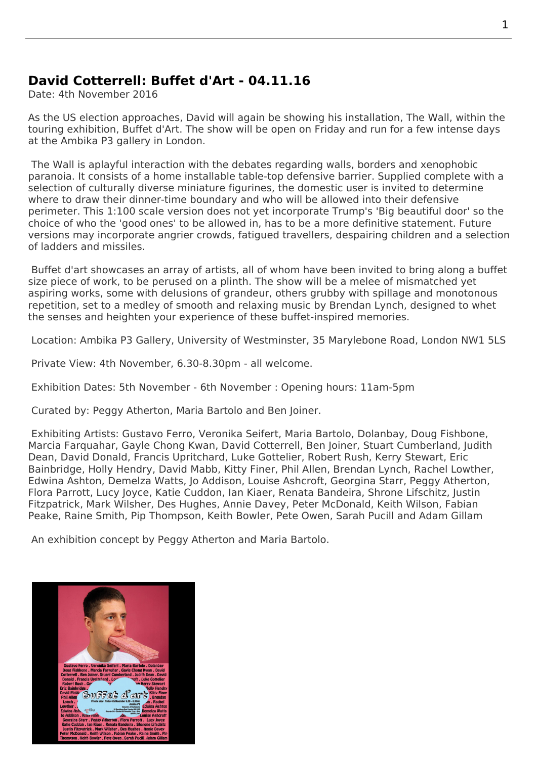## David Cotterrell: Buffet d'Art - 04.11.16

Date: 4th November 2016

As the US election approaches, David will again be showing his installation, The Wall, within the touring exhibition, Buffet d'Art. The show will be open on Friday and run for a few intense days at the Ambika P3 gallery in London.

The Wall is aplayful interaction with the debates regarding walls, borders and xenophobic paranoia. It consists of a home installable table-top defensive barrier. Supplied complete with a selection of culturally diverse miniature figurines, the domestic user is invited to determine where to draw their dinner-time boundary and who will be allowed into their defensive perimeter. This 1:100 scale version does not yet incorporate Trump's 'Big beautiful door' so the choice of who the 'good ones' to be allowed in, has to be a more definitive statement. Future versions may incorporate angrier crowds, fatigued travellers, despairing children and a selection of ladders and missiles.

Buffet d'art showcases an array of artists, all of whom have been invited to bring along a buffet size piece of work, to be perused on a plinth. The show will be a melee of mismatched yet aspiring works, some with delusions of grandeur, others grubby with spillage and monotonous repetition, set to a medley of smooth and relaxing music by Brendan Lynch, designed to whet the senses and heighten your experience of these buffet-inspired memories.

Location: Ambika P3 Gallery, University of Westminster, 35 Marylebone Road, London NW1 5LS

Private View: 4th November, 6.30-8.30pm - all welcome.

Exhibition Dates: 5th November - 6th November : Opening hours: 11am-5pm

Curated by: Peggy Atherton, Maria Bartolo and Ben Joiner.

Exhibiting Artists: Gustavo Ferro, Veronika Seifert, Maria Bartolo, Dolanbay, Doug Fishbone, Marcia Farquahar, Gayle Chong Kwan, David Cotterrell, Ben Joiner, Stuart Cumberland, Judith Dean, David Donald, Francis Upritchard, Luke Gottelier, Robert Rush, Kerry Stewart, Eric Bainbridge, Holly Hendry, David Mabb, Kitty Finer, Phil Allen, Brendan Lynch, Rachel Lowther, Edwina Ashton, Demelza Watts, Jo Addison, Louise Ashcroft, Georgina Starr, Peggy Atherton, Flora Parrott, Lucy Joyce, Katie Cuddon, Ian Kiaer, Renata Bandeira, Shrone Lifschitz, Justin Fitzpatrick, Mark Wilsher, Des Hughes, Annie Davey, Peter McDonald, Keith Wilson, Fabian Peake, Raine Smith, Pip Thompson, Keith Bowler, Pete Owen, Sarah Pucill and Adam Gillam

An exhibition concept by Peggy Atherton and Maria Bartolo.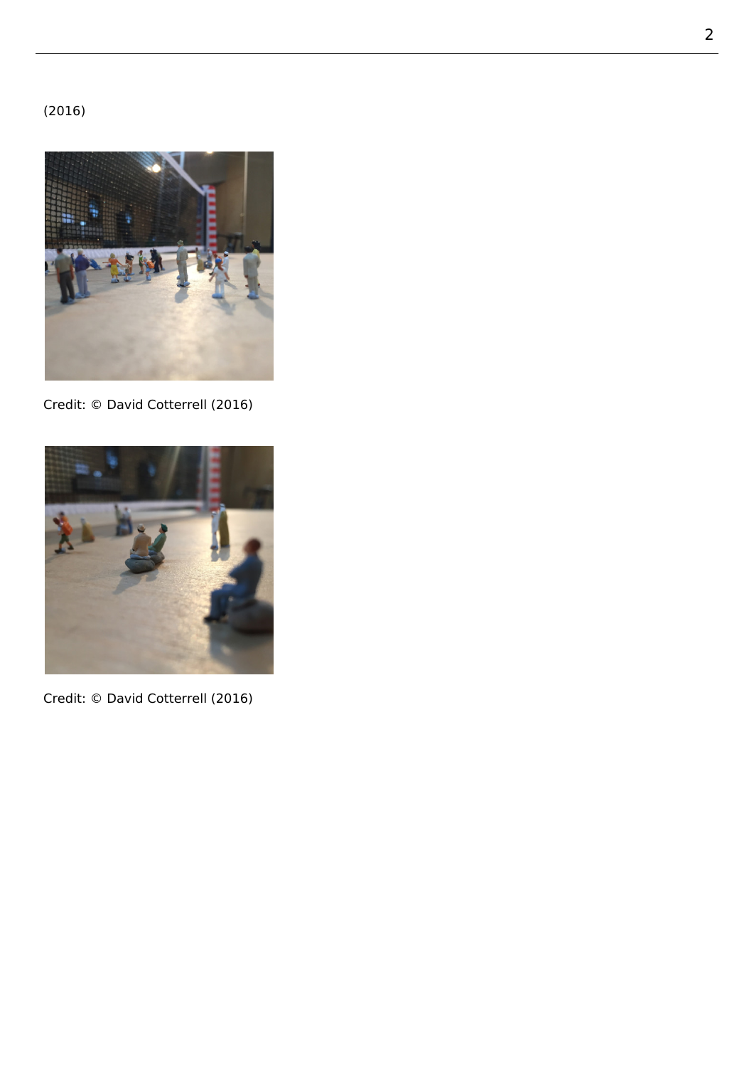(2016)

Credit: © David Cotterrell (2016)

Credit: © David Cotterrell (2016)